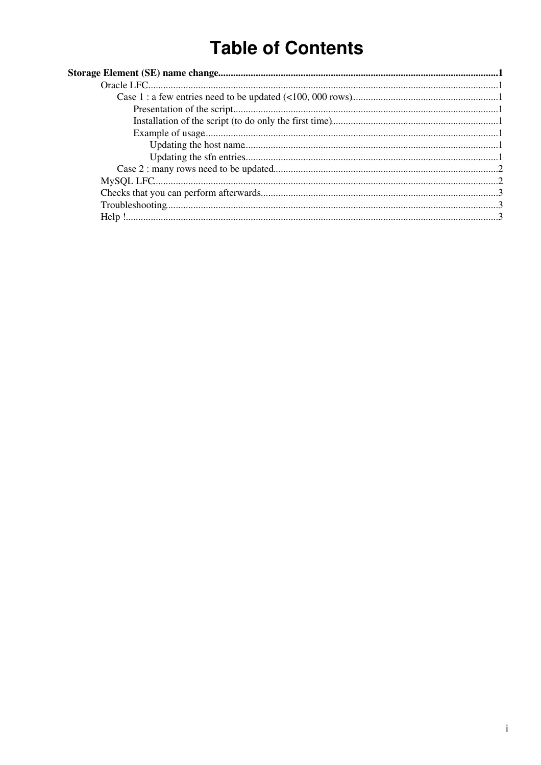# Table of Contents

**Storage Element (SE) name change**..............................................................................................................**1**

- Oracle LFC..........................................................................................................................................1
  - Case 1 : a few entries need to be updated (<100, 000 rows)..........................................................1
    - Presentation of the script.........................................................................................................1
    - Installation of the script (to do only the first time)..................................................................1
    - Example of usage....................................................................................................................1
      - Updating the host name.....................................................................................................1
      - Updating the sfn entries.....................................................................................................1
  - Case 2 : many rows need to be updated.........................................................................................2
- MySQL LFC........................................................................................................................................2
- Checks that you can perform afterwards.............................................................................................3
- Troubleshooting...................................................................................................................................3
- Help !...................................................................................................................................................3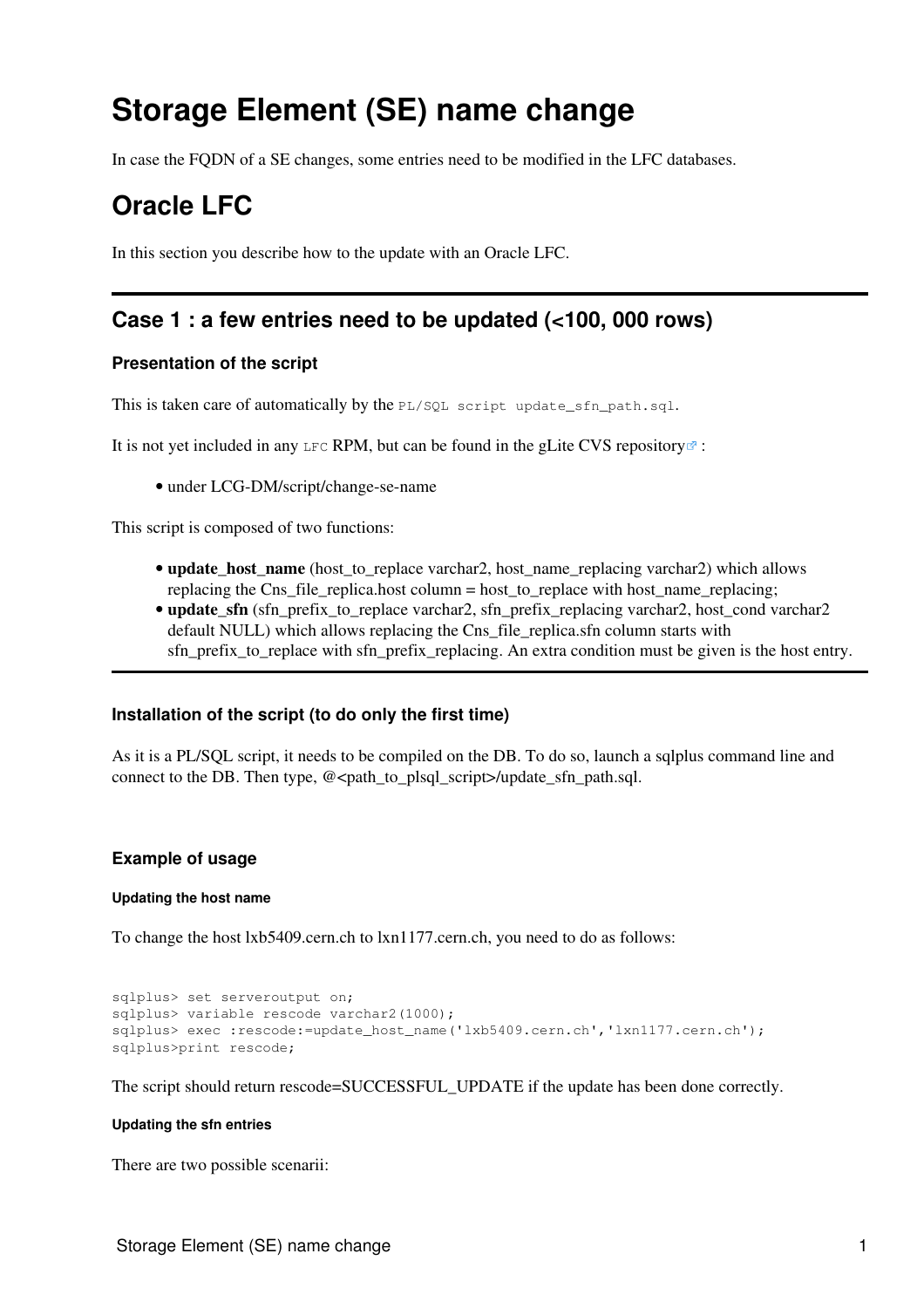# Storage Element (SE) name change

In case the FQDN of a SE changes, some entries need to be modified in the LFC databases.

# Oracle LFC

In this section you describe how to the update with an Oracle LFC.

---

## Case 1 : a few entries need to be updated (<100, 000 rows)

### Presentation of the script

This is taken care of automatically by the `PL/SQL script update_sfn_path.sql`.

It is not yet included in any `LFC` RPM, but can be found in the gLite CVS repository :

- under LCG-DM/script/change-se-name

This script is composed of two functions:

- **update_host_name** (host_to_replace varchar2, host_name_replacing varchar2) which allows replacing the Cns_file_replica.host column = host_to_replace with host_name_replacing;
- **update_sfn** (sfn_prefix_to_replace varchar2, sfn_prefix_replacing varchar2, host_cond varchar2 default NULL) which allows replacing the Cns_file_replica.sfn column starts with sfn_prefix_to_replace with sfn_prefix_replacing. An extra condition must be given is the host entry.

---

### Installation of the script (to do only the first time)

As it is a PL/SQL script, it needs to be compiled on the DB. To do so, launch a sqlplus command line and connect to the DB. Then type, @<path_to_plsql_script>/update_sfn_path.sql.

### Example of usage

#### Updating the host name

To change the host lxb5409.cern.ch to lxn1177.cern.ch, you need to do as follows:

```
sqlplus> set serveroutput on;
sqlplus> variable rescode varchar2(1000);
sqlplus> exec :rescode:=update_host_name('lxb5409.cern.ch','lxn1177.cern.ch');
sqlplus>print rescode;
```

The script should return rescode=SUCCESSFUL_UPDATE if the update has been done correctly.

#### Updating the sfn entries

There are two possible scenarii: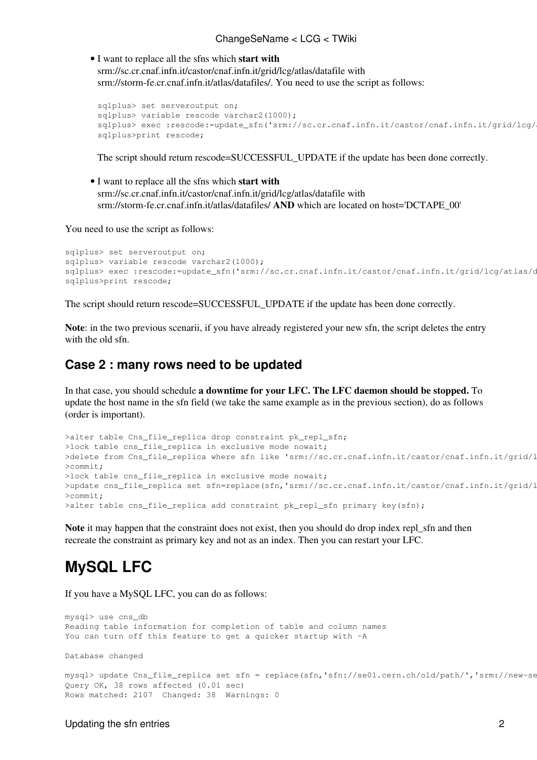- I want to replace all the sfns which **start with** srm://sc.cr.cnaf.infn.it/castor/cnaf.infn.it/grid/lcg/atlas/datafile with srm://storm-fe.cr.cnaf.infn.it/atlas/datafiles/. You need to use the script as follows:

  ```
  sqlplus> set serveroutput on;
  sqlplus> variable rescode varchar2(1000);
  sqlplus> exec :rescode:=update_sfn('srm://sc.cr.cnaf.infn.it/castor/cnaf.infn.it/grid/lcg/a
  sqlplus>print rescode;
  ```

  The script should return rescode=SUCCESSFUL_UPDATE if the update has been done correctly.

- I want to replace all the sfns which **start with** srm://sc.cr.cnaf.infn.it/castor/cnaf.infn.it/grid/lcg/atlas/datafile with srm://storm-fe.cr.cnaf.infn.it/atlas/datafiles/ **AND** which are located on host='DCTAPE_00'

You need to use the script as follows:

```
sqlplus> set serveroutput on;
sqlplus> variable rescode varchar2(1000);
sqlplus> exec :rescode:=update_sfn('srm://sc.cr.cnaf.infn.it/castor/cnaf.infn.it/grid/lcg/atlas/d
sqlplus>print rescode;
```

The script should return rescode=SUCCESSFUL_UPDATE if the update has been done correctly.

**Note**: in the two previous scenarii, if you have already registered your new sfn, the script deletes the entry with the old sfn.

### Case 2 : many rows need to be updated

In that case, you should schedule **a downtime for your LFC. The LFC daemon should be stopped.** To update the host name in the sfn field (we take the same example as in the previous section), do as follows (order is important).

```
>alter table Cns_file_replica drop constraint pk_repl_sfn;
>lock table cns_file_replica in exclusive mode nowait;
>delete from Cns_file_replica where sfn like 'srm://sc.cr.cnaf.infn.it/castor/cnaf.infn.it/grid/l
>commit;
>lock table cns_file_replica in exclusive mode nowait;
>update cns_file_replica set sfn=replace(sfn,'srm://sc.cr.cnaf.infn.it/castor/cnaf.infn.it/grid/l
>commit;
>alter table cns_file_replica add constraint pk_repl_sfn primary key(sfn);
```

**Note** it may happen that the constraint does not exist, then you should do drop index repl_sfn and then recreate the constraint as primary key and not as an index. Then you can restart your LFC.

## MySQL LFC

If you have a MySQL LFC, you can do as follows:

```
mysql> use cns_db
Reading table information for completion of table and column names
You can turn off this feature to get a quicker startup with -A

Database changed

mysql> update Cns_file_replica set sfn = replace(sfn,'sfn://se01.cern.ch/old/path/','srm://new-se
Query OK, 38 rows affected (0.01 sec)
Rows matched: 2107  Changed: 38  Warnings: 0
```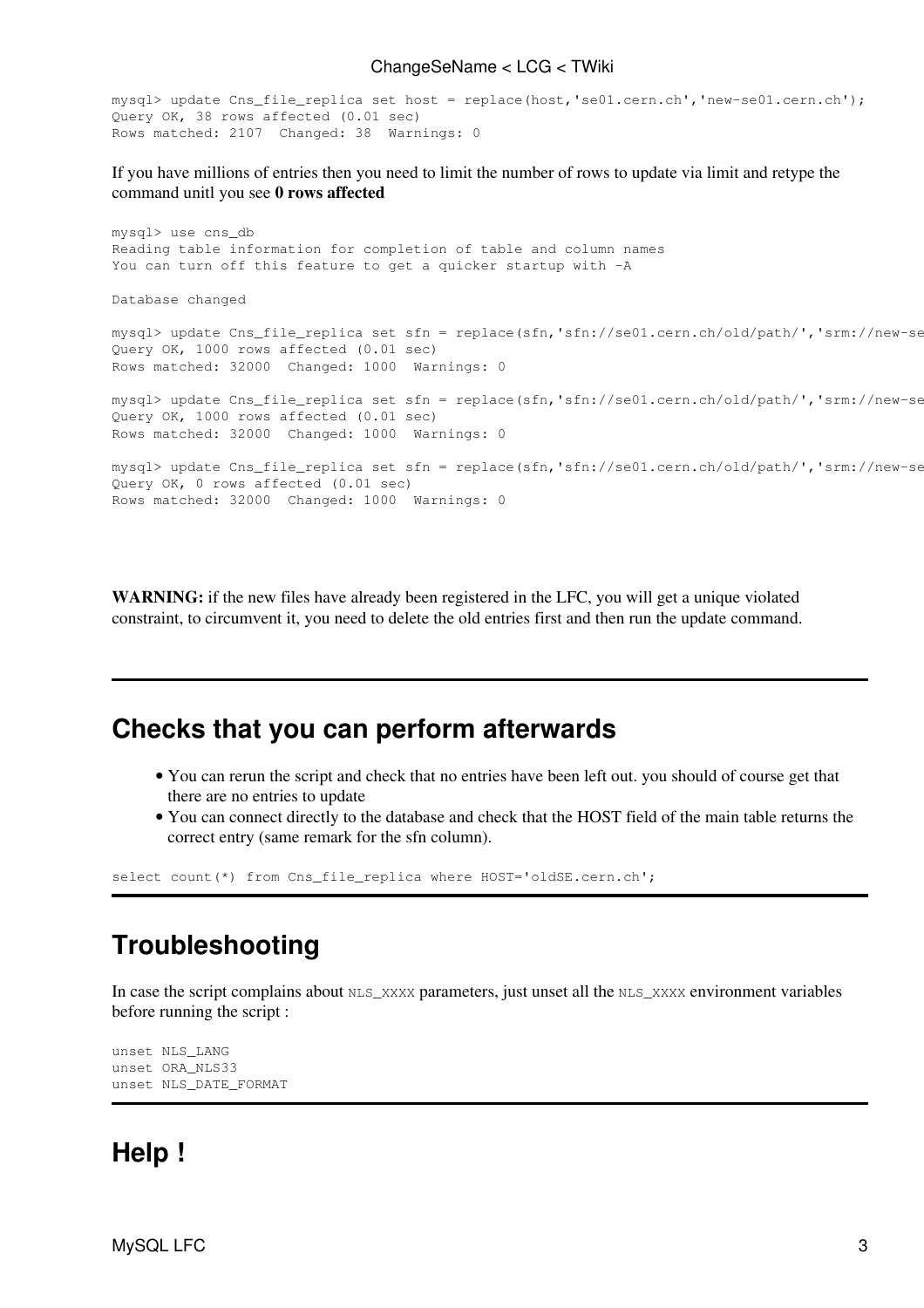```
mysql> update Cns_file_replica set host = replace(host,'se01.cern.ch','new-se01.cern.ch');
Query OK, 38 rows affected (0.01 sec)
Rows matched: 2107  Changed: 38  Warnings: 0
```

If you have millions of entries then you need to limit the number of rows to update via limit and retype the command unitl you see **0 rows affected**

```
mysql> use cns_db
Reading table information for completion of table and column names
You can turn off this feature to get a quicker startup with -A

Database changed

mysql> update Cns_file_replica set sfn = replace(sfn,'sfn://se01.cern.ch/old/path/','srm://new-se
Query OK, 1000 rows affected (0.01 sec)
Rows matched: 32000  Changed: 1000  Warnings: 0

mysql> update Cns_file_replica set sfn = replace(sfn,'sfn://se01.cern.ch/old/path/','srm://new-se
Query OK, 1000 rows affected (0.01 sec)
Rows matched: 32000  Changed: 1000  Warnings: 0

mysql> update Cns_file_replica set sfn = replace(sfn,'sfn://se01.cern.ch/old/path/','srm://new-se
Query OK, 0 rows affected (0.01 sec)
Rows matched: 32000  Changed: 1000  Warnings: 0
```

**WARNING:** if the new files have already been registered in the LFC, you will get a unique violated constraint, to circumvent it, you need to delete the old entries first and then run the update command.

---

## Checks that you can perform afterwards

- You can rerun the script and check that no entries have been left out. you should of course get that there are no entries to update
- You can connect directly to the database and check that the HOST field of the main table returns the correct entry (same remark for the sfn column).

```
select count(*) from Cns_file_replica where HOST='oldSE.cern.ch';
```

---

## Troubleshooting

In case the script complains about `NLS_XXXX` parameters, just unset all the `NLS_XXXX` environment variables before running the script :

```
unset NLS_LANG
unset ORA_NLS33
unset NLS_DATE_FORMAT
```

---

## Help !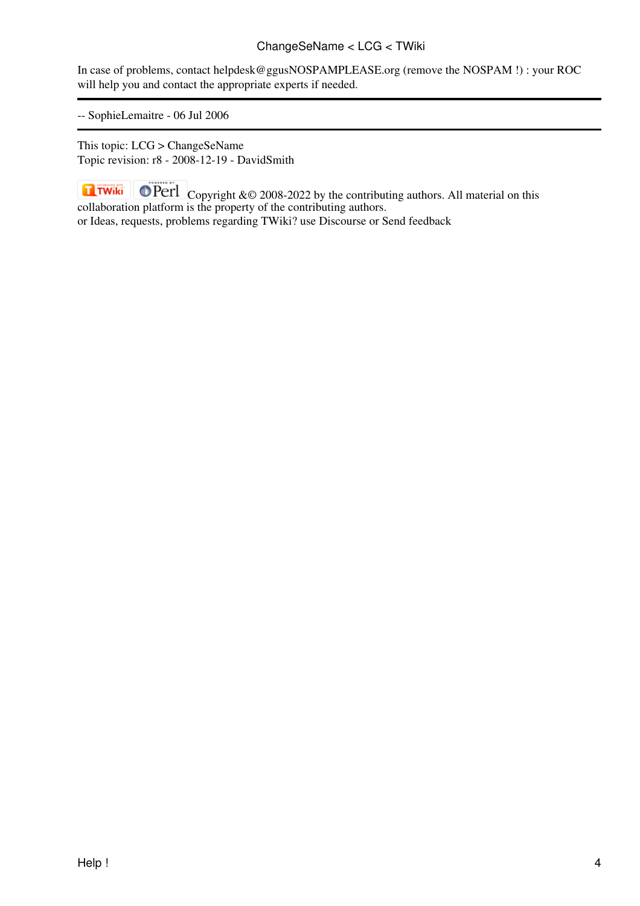In case of problems, contact helpdesk@ggusNOSPAMPLEASE.org (remove the NOSPAM !) : your ROC will help you and contact the appropriate experts if needed.

---

-- SophieLemaitre - 06 Jul 2006

---

This topic: LCG > ChangeSeName
Topic revision: r8 - 2008-12-19 - DavidSmith

Copyright &© 2008-2022 by the contributing authors. All material on this collaboration platform is the property of the contributing authors.
or Ideas, requests, problems regarding TWiki? use Discourse or Send feedback